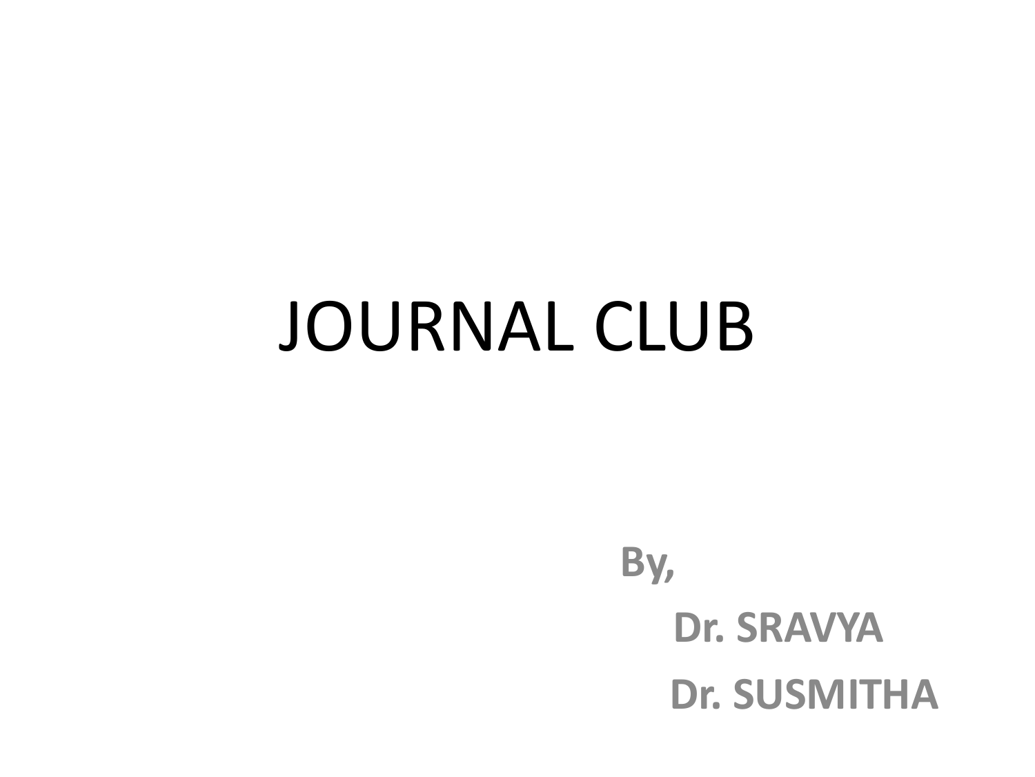# JOURNAL CLUB

**By,**

**Dr. SRAVYA**

**Dr. SUSMITHA**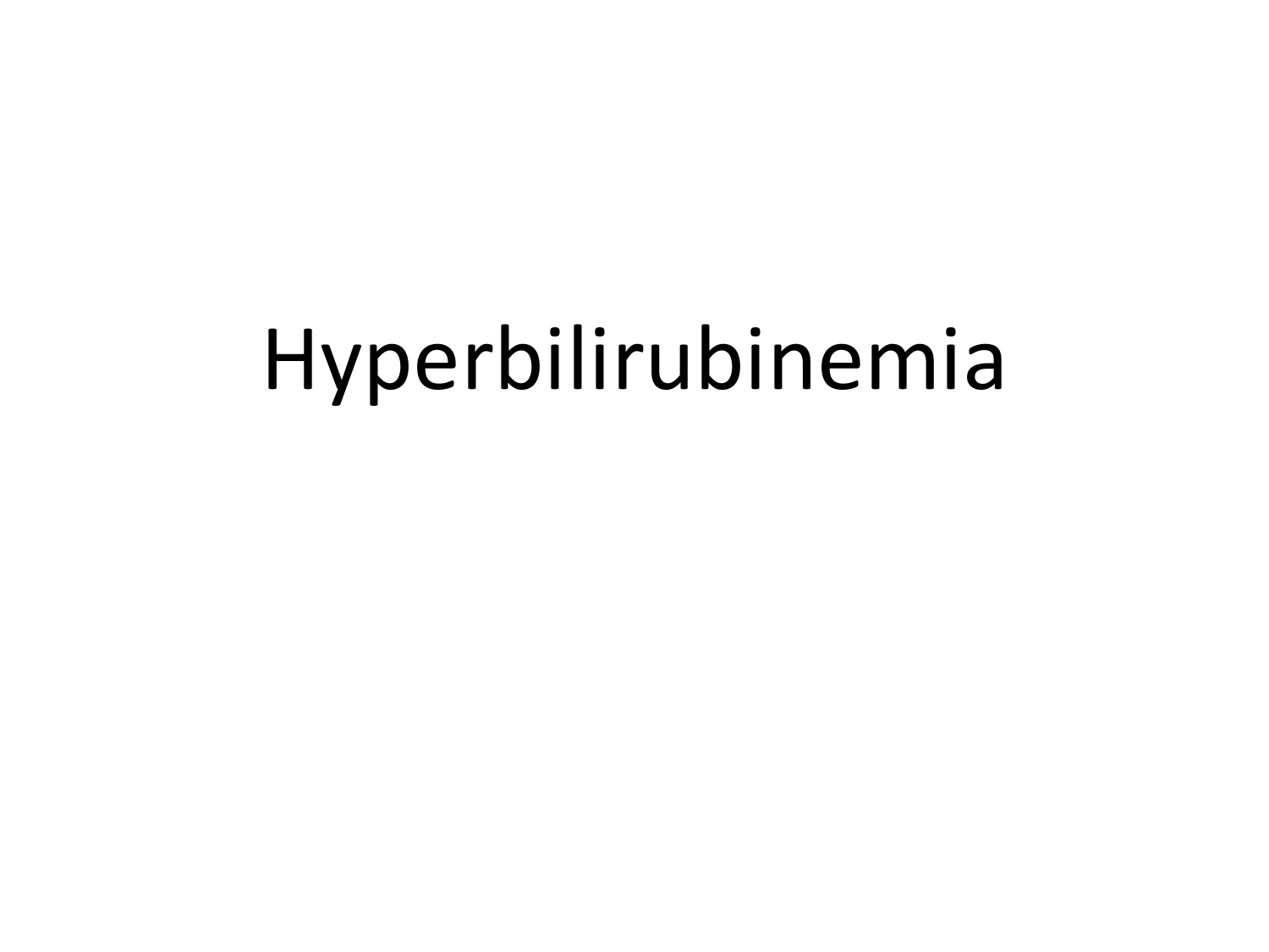# Hyperbilirubinemia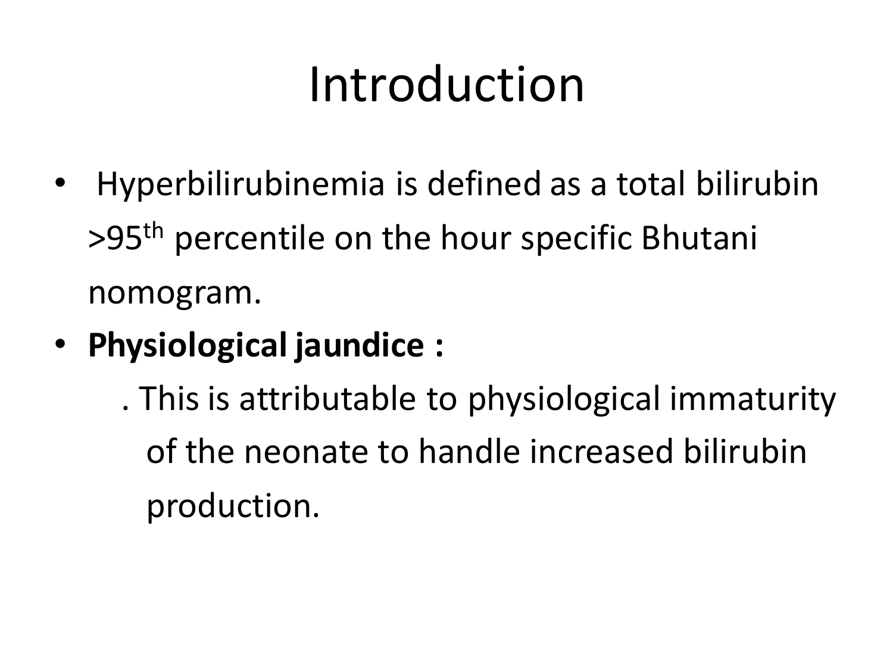# Introduction

- Hyperbilirubinemia is defined as a total bilirubin >95th percentile on the hour specific Bhutani nomogram.
- **Physiological jaundice :**

  . This is attributable to physiological immaturity of the neonate to handle increased bilirubin production.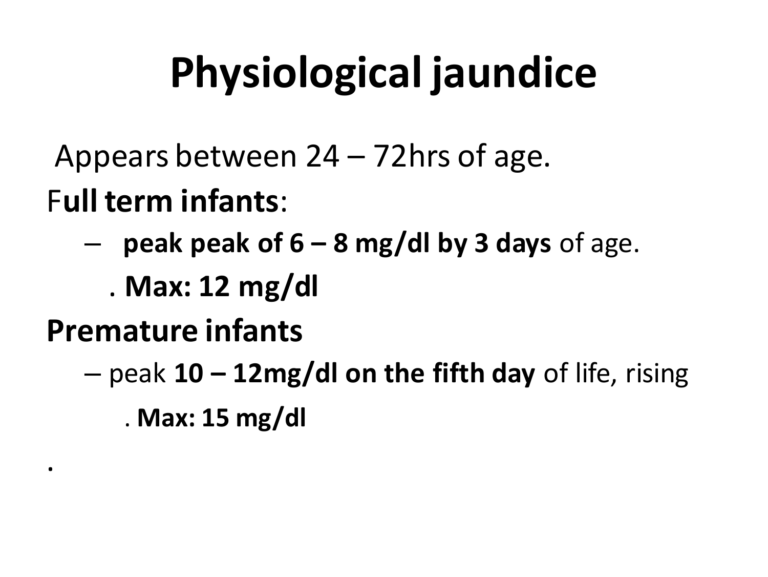# Physiological jaundice

Appears between 24 – 72hrs of age.

F**ull term infants**:

- **peak peak of 6 – 8 mg/dl by 3 days** of age.
  - . **Max: 12 mg/dl**

**Premature infants**

- peak **10 – 12mg/dl on the fifth day** of life, rising
  - . **Max: 15 mg/dl**

.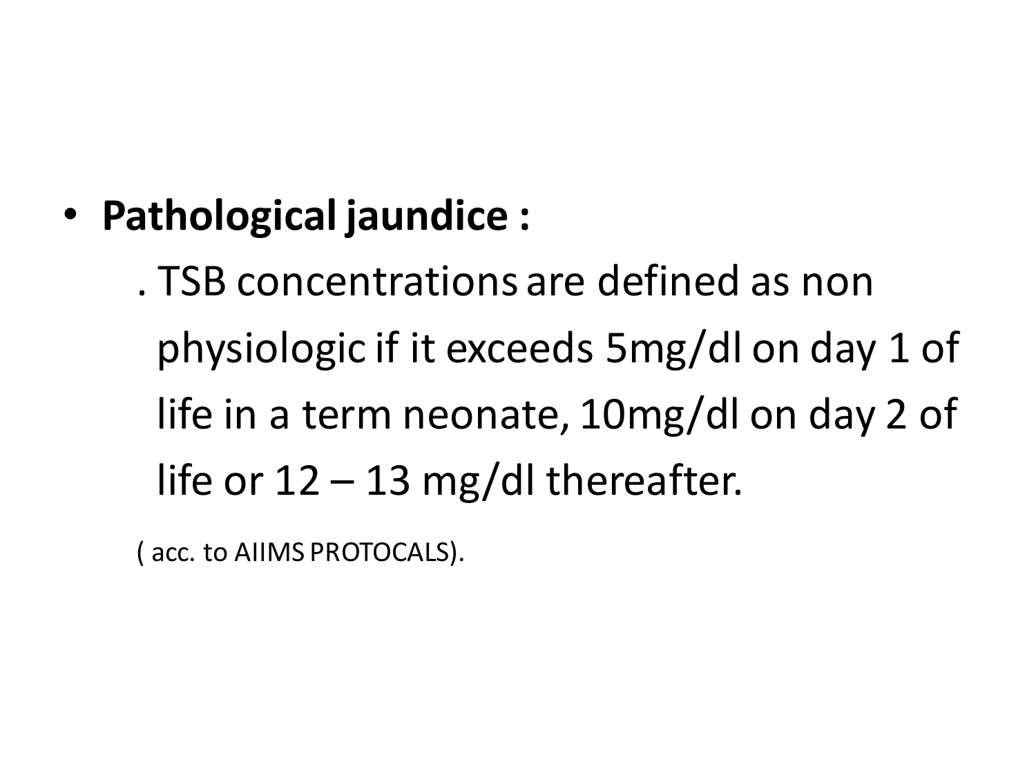- **Pathological jaundice :**

  . TSB concentrations are defined as non physiologic if it exceeds 5mg/dl on day 1 of life in a term neonate, 10mg/dl on day 2 of life or 12 – 13 mg/dl thereafter.

  ( acc. to AIIMS PROTOCALS).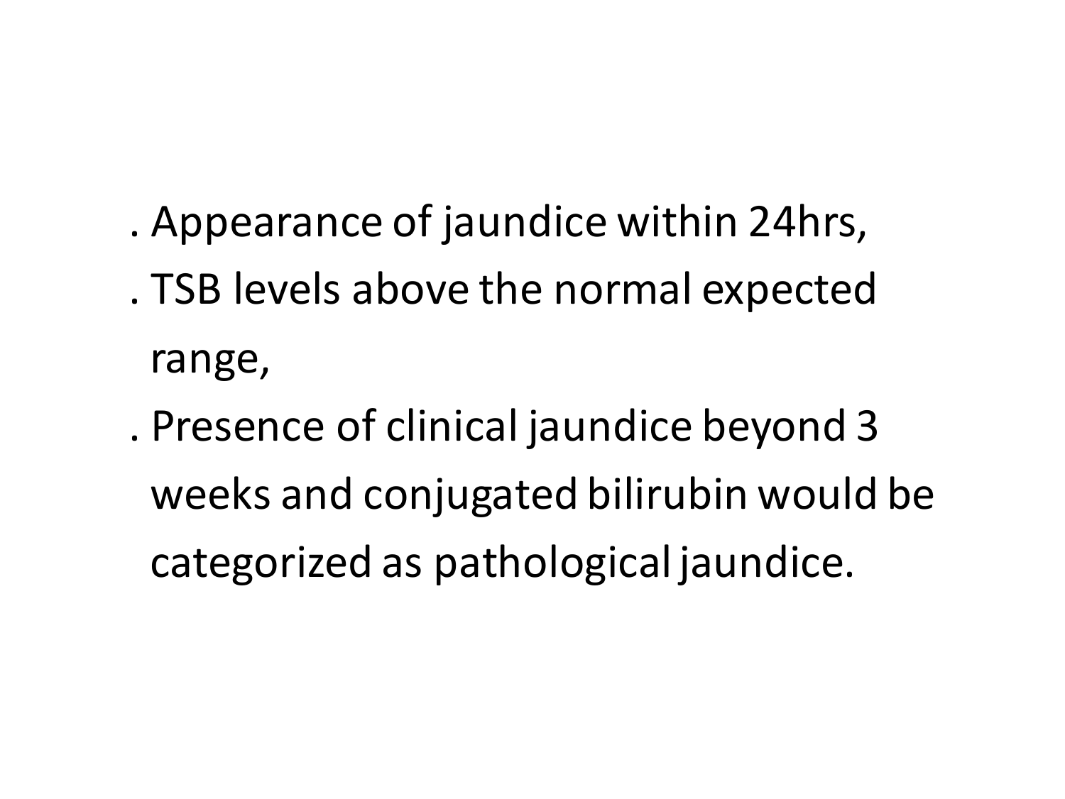. Appearance of jaundice within 24hrs,

. TSB levels above the normal expected range,

. Presence of clinical jaundice beyond 3 weeks and conjugated bilirubin would be categorized as pathological jaundice.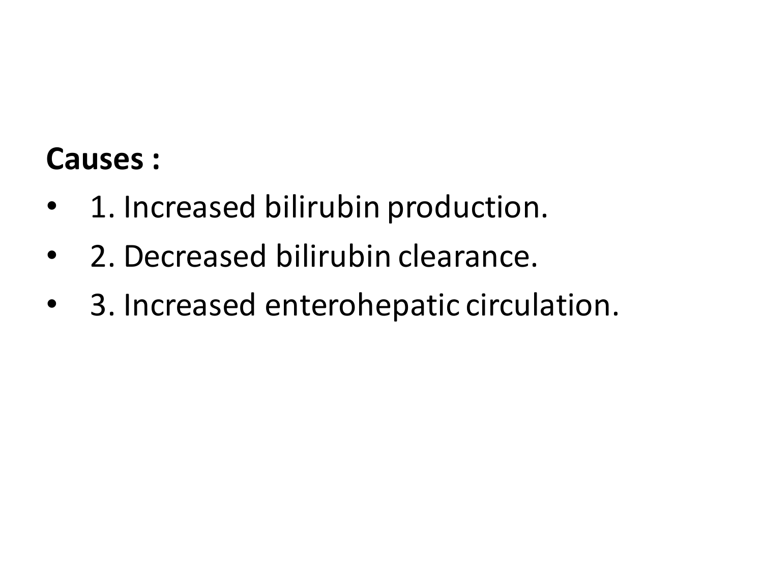**Causes :**

- 1. Increased bilirubin production.
- 2. Decreased bilirubin clearance.
- 3. Increased enterohepatic circulation.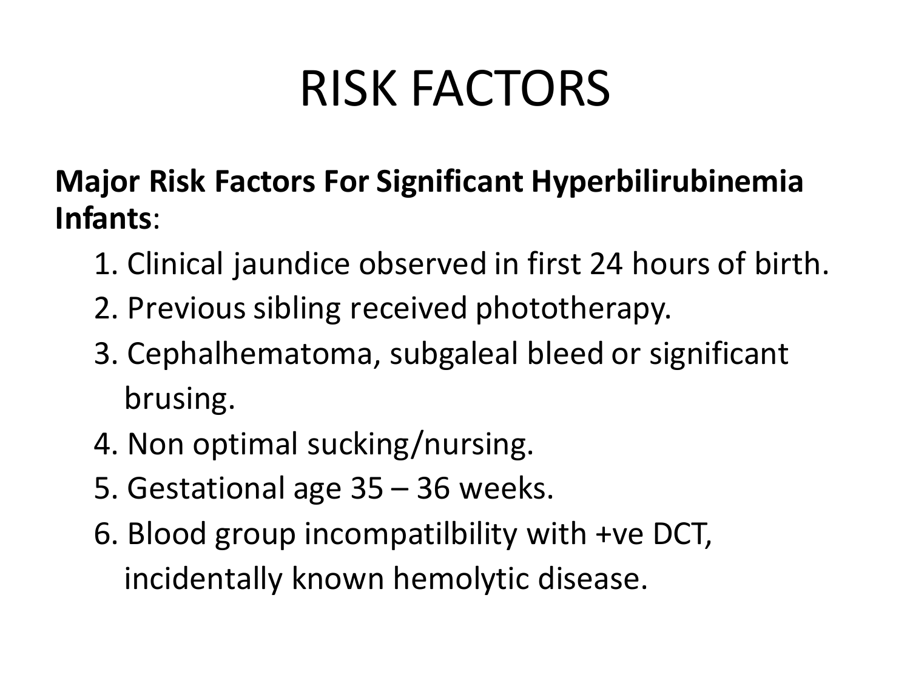# RISK FACTORS

**Major Risk Factors For Significant Hyperbilirubinemia Infants**:

1. Clinical jaundice observed in first 24 hours of birth.
2. Previous sibling received phototherapy.
3. Cephalhematoma, subgaleal bleed or significant brusing.
4. Non optimal sucking/nursing.
5. Gestational age 35 – 36 weeks.
6. Blood group incompatilbility with +ve DCT, incidentally known hemolytic disease.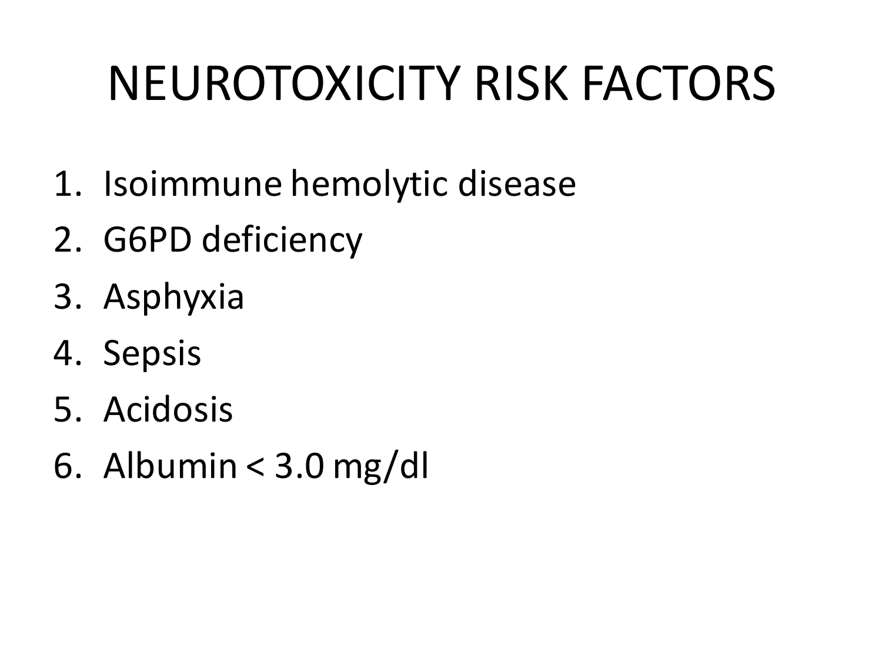# NEUROTOXICITY RISK FACTORS

1. Isoimmune hemolytic disease
2. G6PD deficiency
3. Asphyxia
4. Sepsis
5. Acidosis
6. Albumin < 3.0 mg/dl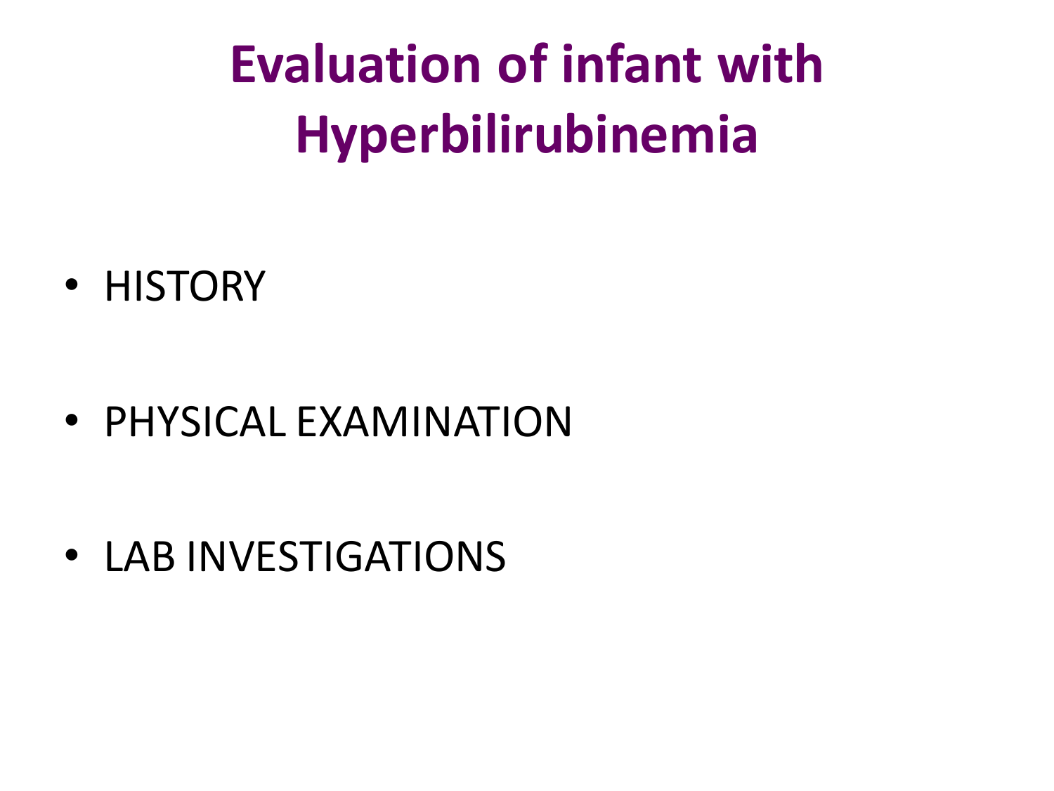# Evaluation of infant with Hyperbilirubinemia

- HISTORY
- PHYSICAL EXAMINATION
- LAB INVESTIGATIONS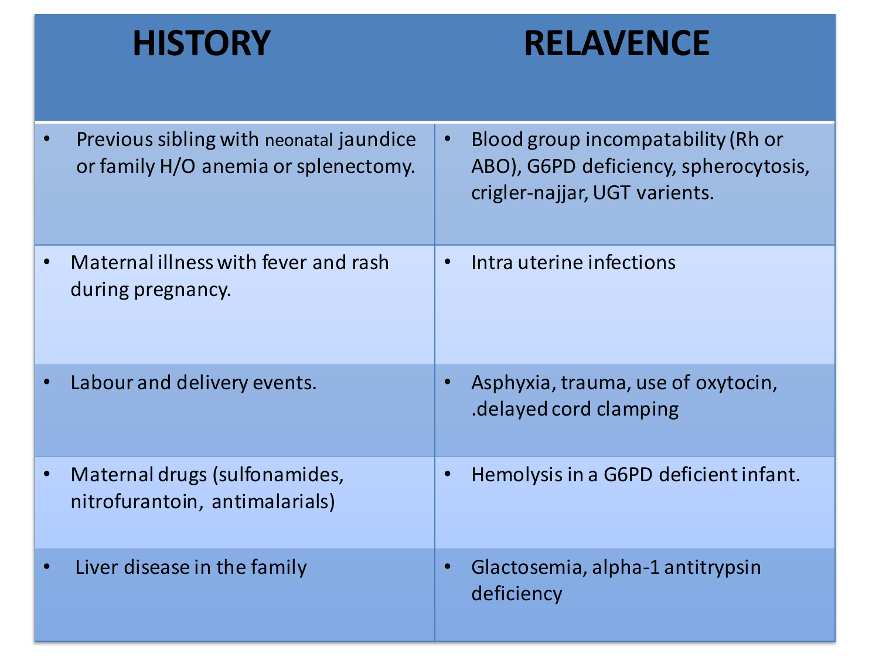| HISTORY | RELAVENCE |
|---|---|
| • Previous sibling with neonatal jaundice or family H/O anemia or splenectomy. | • Blood group incompatability (Rh or ABO), G6PD deficiency, spherocytosis, crigler-najjar, UGT varients. |
| • Maternal illness with fever and rash during pregnancy. | • Intra uterine infections |
| • Labour and delivery events. | • Asphyxia, trauma, use of oxytocin, .delayed cord clamping |
| • Maternal drugs (sulfonamides, nitrofurantoin, antimalarials) | • Hemolysis in a G6PD deficient infant. |
| • Liver disease in the family | • Glactosemia, alpha-1 antitrypsin deficiency |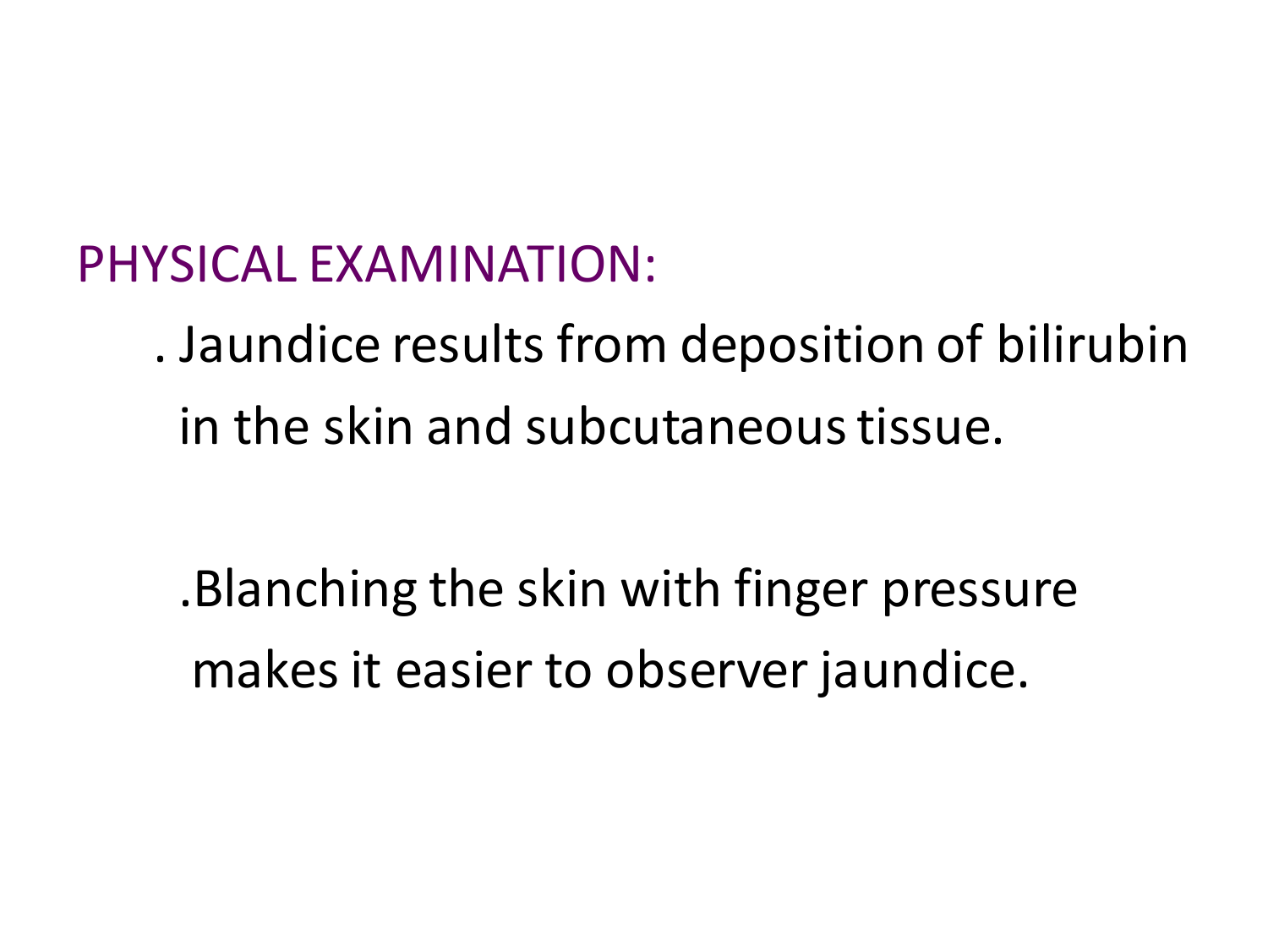## PHYSICAL EXAMINATION:

. Jaundice results from deposition of bilirubin in the skin and subcutaneous tissue.

.Blanching the skin with finger pressure makes it easier to observer jaundice.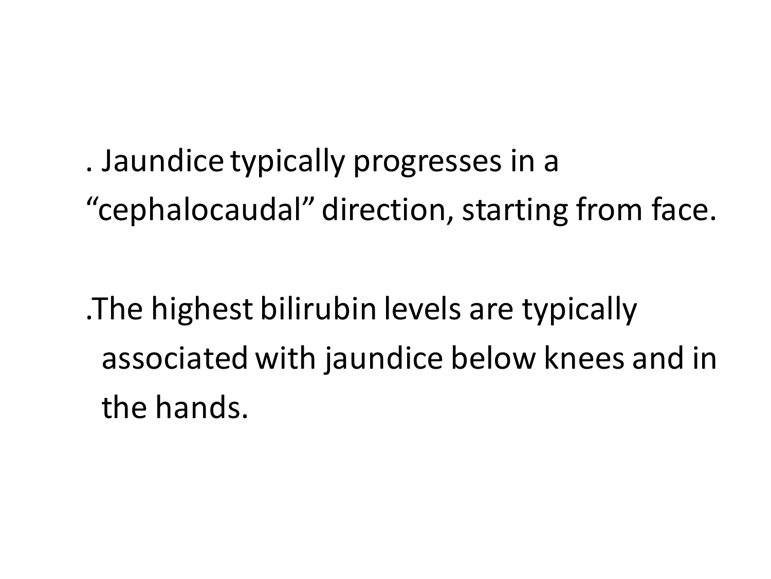. Jaundice typically progresses in a "cephalocaudal" direction, starting from face.

.The highest bilirubin levels are typically associated with jaundice below knees and in the hands.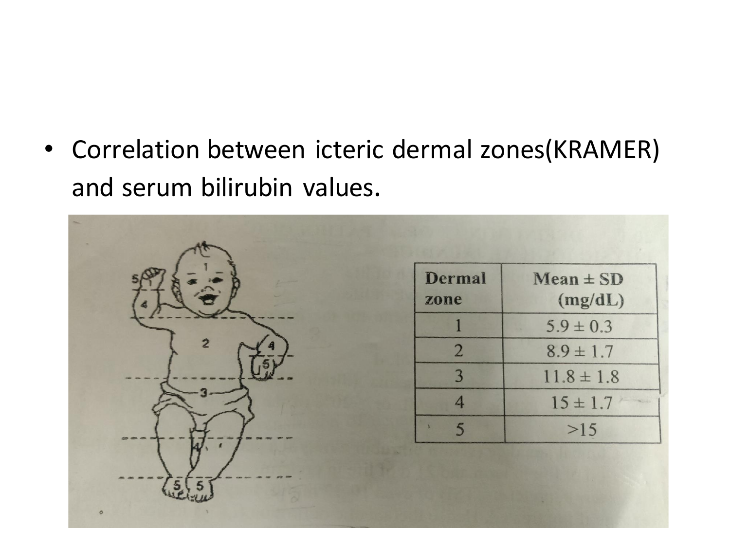- Correlation between icteric dermal zones(KRAMER) and serum bilirubin values.

| Dermal zone | Mean ± SD (mg/dL) |
| --- | --- |
| 1 | 5.9 ± 0.3 |
| 2 | 8.9 ± 1.7 |
| 3 | 11.8 ± 1.8 |
| 4 | 15 ± 1.7 |
| 5 | >15 |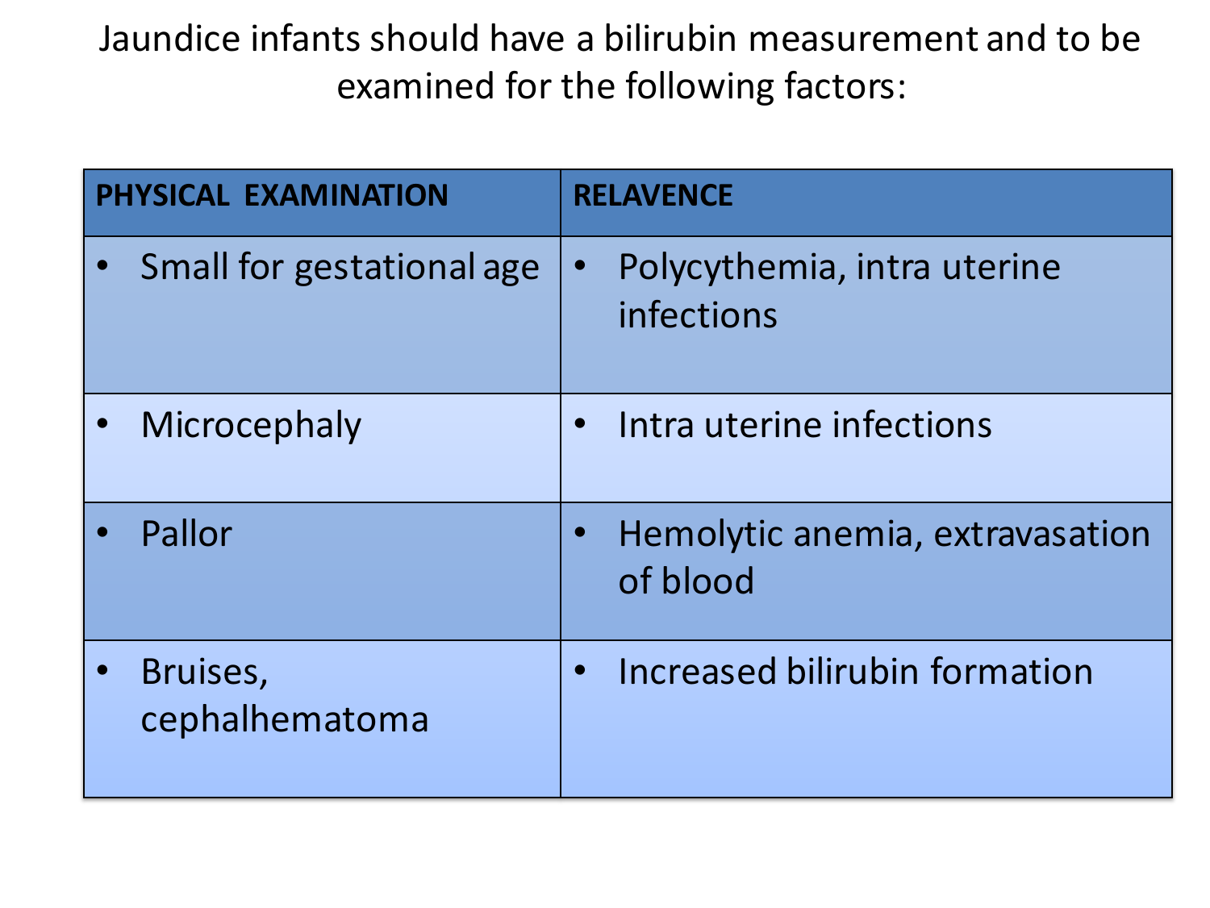Jaundice infants should have a bilirubin measurement and to be examined for the following factors:

| PHYSICAL EXAMINATION | RELAVENCE |
|---|---|
| • Small for gestational age | • Polycythemia, intra uterine infections |
| • Microcephaly | • Intra uterine infections |
| • Pallor | • Hemolytic anemia, extravasation of blood |
| • Bruises, cephalhematoma | • Increased bilirubin formation |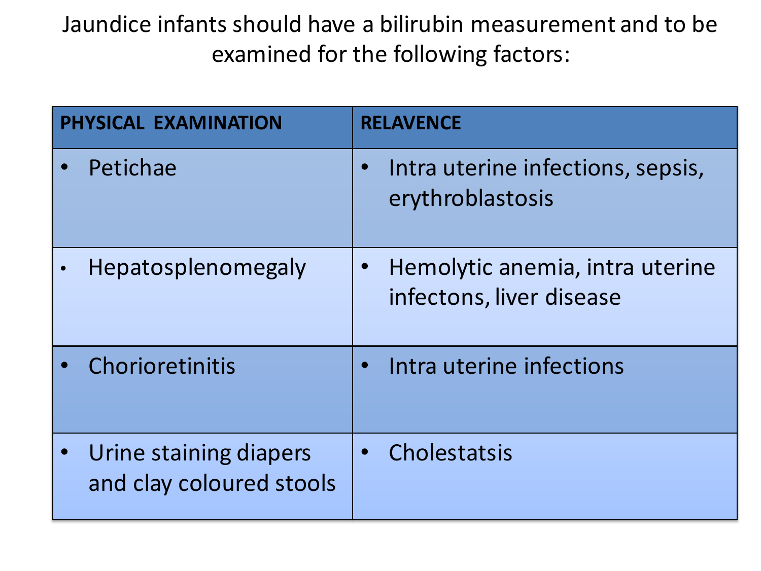Jaundice infants should have a bilirubin measurement and to be examined for the following factors:

| PHYSICAL EXAMINATION | RELAVENCE |
| --- | --- |
| • Petichae | • Intra uterine infections, sepsis, erythroblastosis |
| • Hepatosplenomegaly | • Hemolytic anemia, intra uterine infectons, liver disease |
| • Chorioretinitis | • Intra uterine infections |
| • Urine staining diapers and clay coloured stools | • Cholestatsis |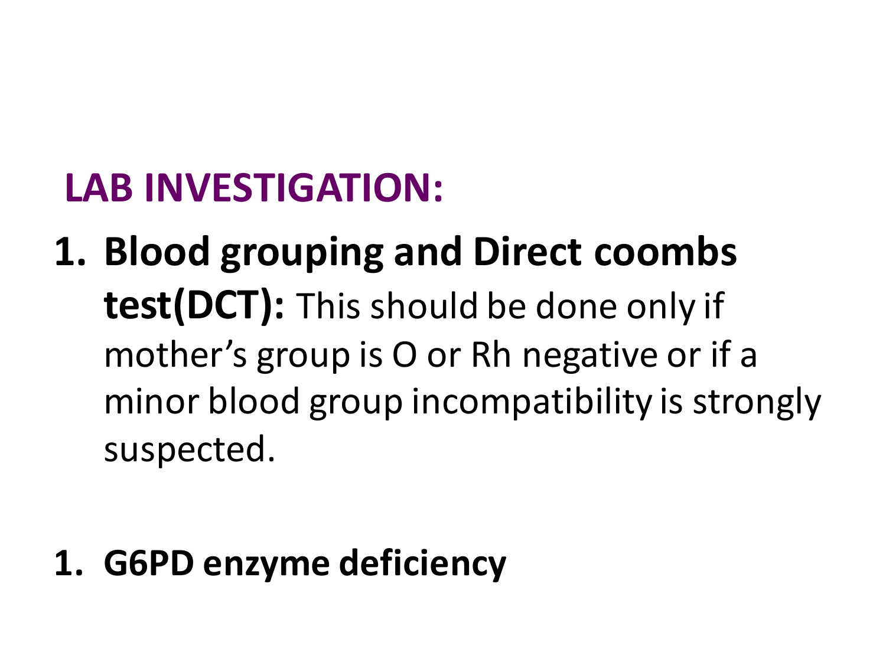## LAB INVESTIGATION:

1. **Blood grouping and Direct coombs test(DCT):** This should be done only if mother's group is O or Rh negative or if a minor blood group incompatibility is strongly suspected.

1. **G6PD enzyme deficiency**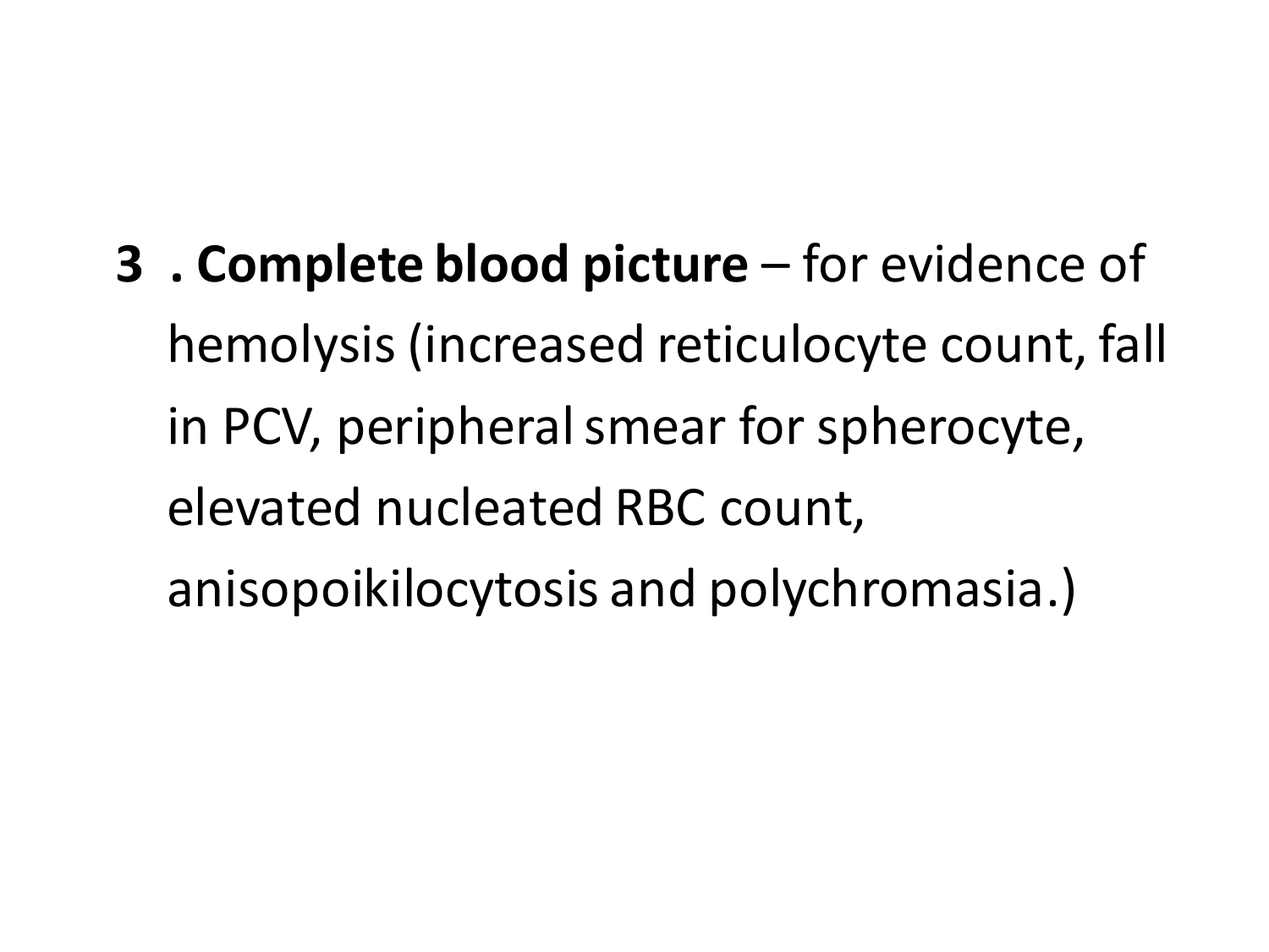3 . **Complete blood picture** – for evidence of hemolysis (increased reticulocyte count, fall in PCV, peripheral smear for spherocyte, elevated nucleated RBC count, anisopoikilocytosis and polychromasia.)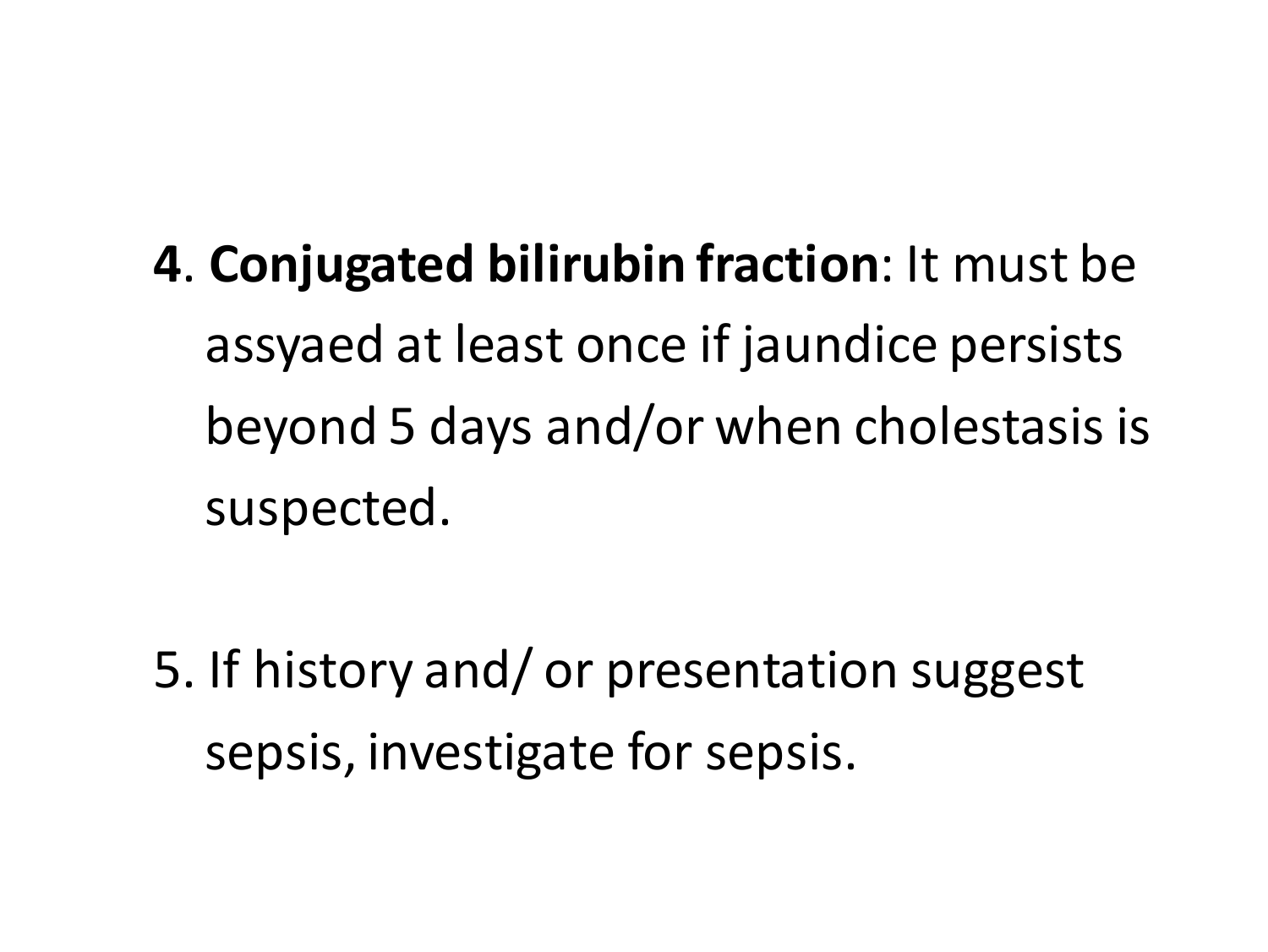4. **Conjugated bilirubin fraction**: It must be assyaed at least once if jaundice persists beyond 5 days and/or when cholestasis is suspected.

5. If history and/ or presentation suggest sepsis, investigate for sepsis.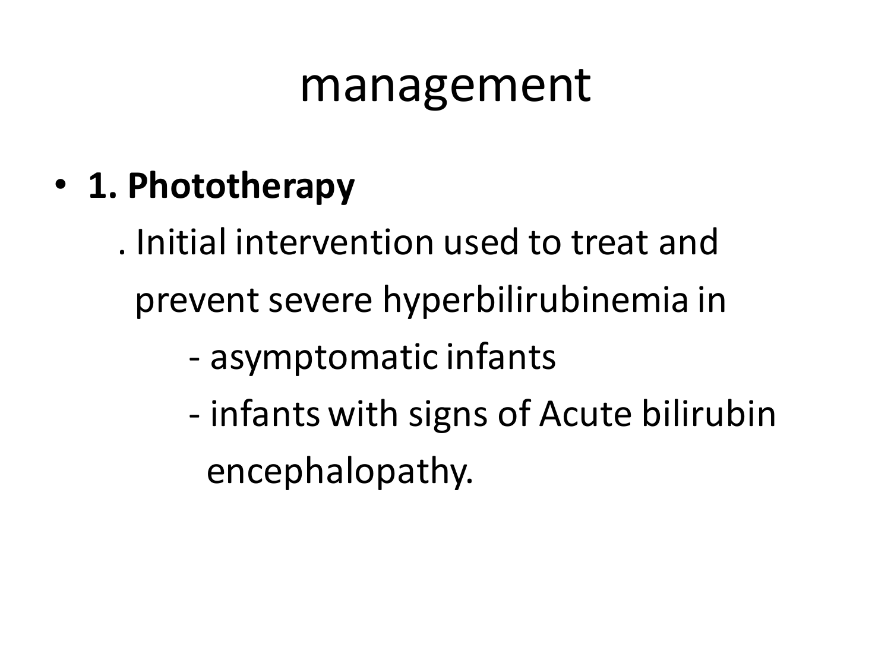# management

- **1. Phototherapy**

  . Initial intervention used to treat and prevent severe hyperbilirubinemia in

  - asymptomatic infants
  - infants with signs of Acute bilirubin encephalopathy.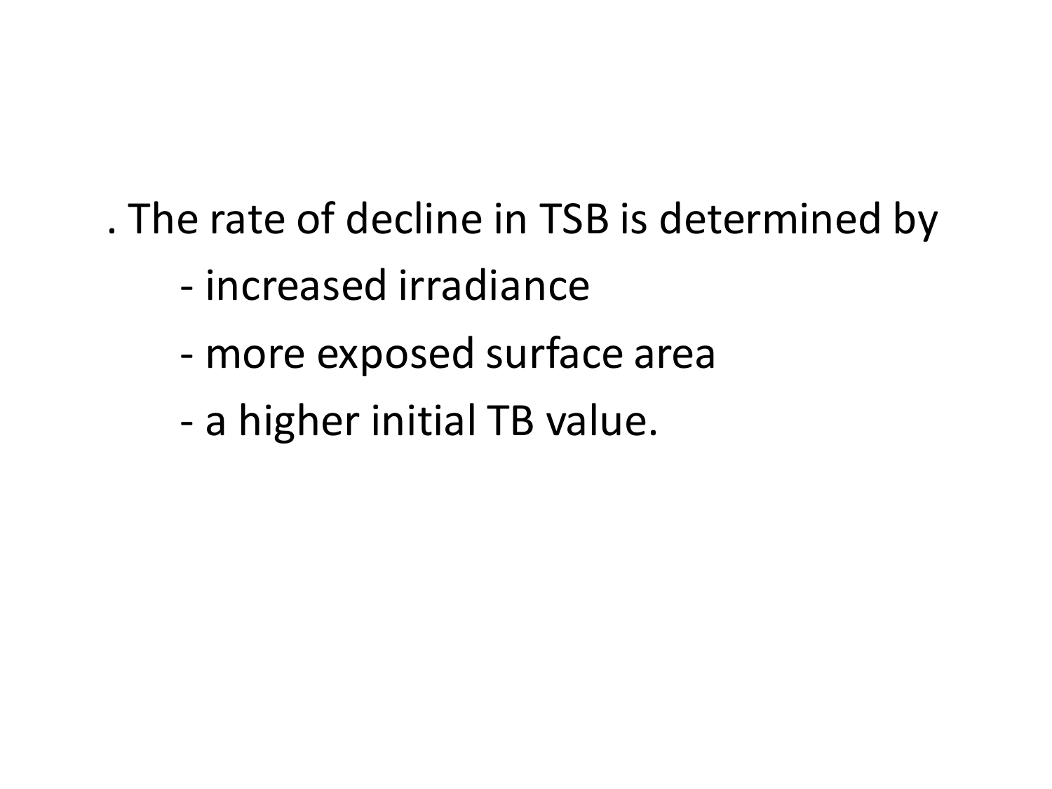. The rate of decline in TSB is determined by

- increased irradiance
- more exposed surface area
- a higher initial TB value.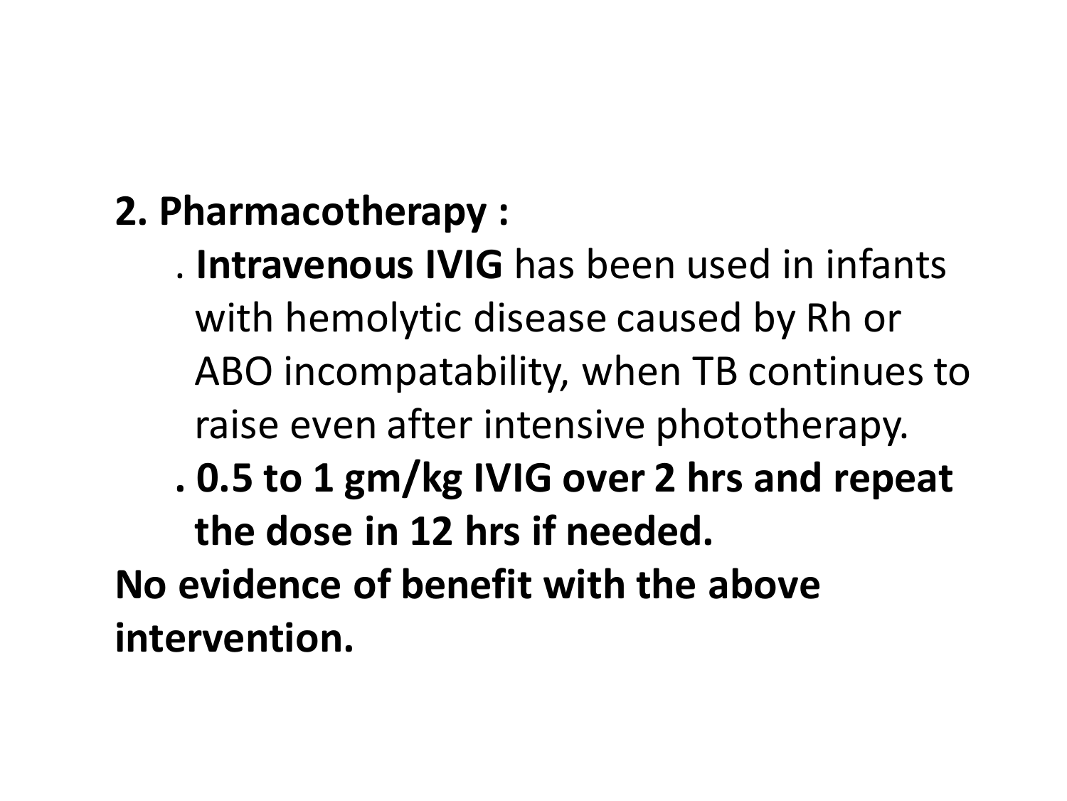**2. Pharmacotherapy :**

- . **Intravenous IVIG** has been used in infants with hemolytic disease caused by Rh or ABO incompatability, when TB continues to raise even after intensive phototherapy.
- **. 0.5 to 1 gm/kg IVIG over 2 hrs and repeat the dose in 12 hrs if needed.**

**No evidence of benefit with the above intervention.**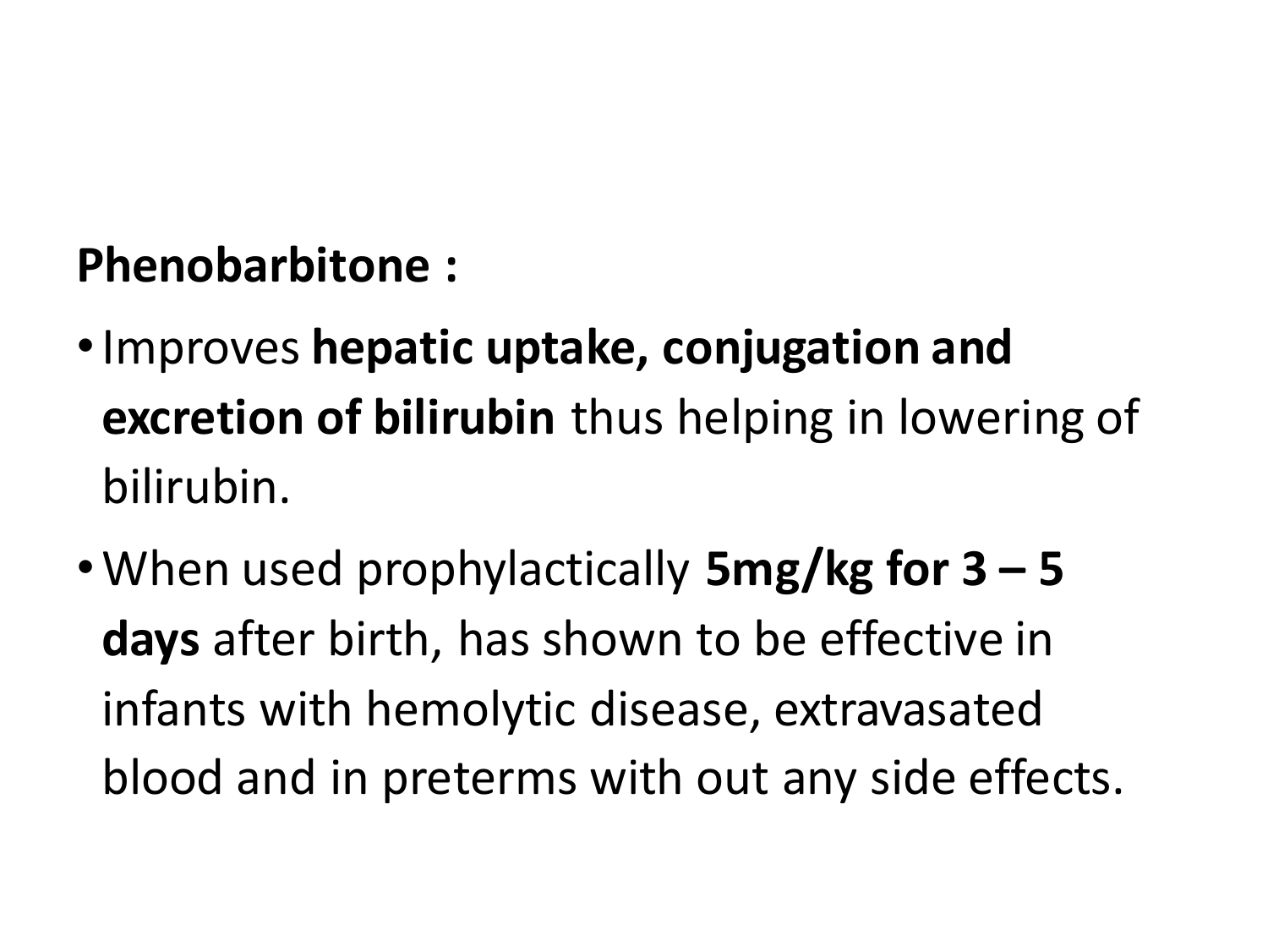**Phenobarbitone :**

- Improves **hepatic uptake, conjugation and excretion of bilirubin** thus helping in lowering of bilirubin.
- When used prophylactically **5mg/kg for 3 – 5 days** after birth, has shown to be effective in infants with hemolytic disease, extravasated blood and in preterms with out any side effects.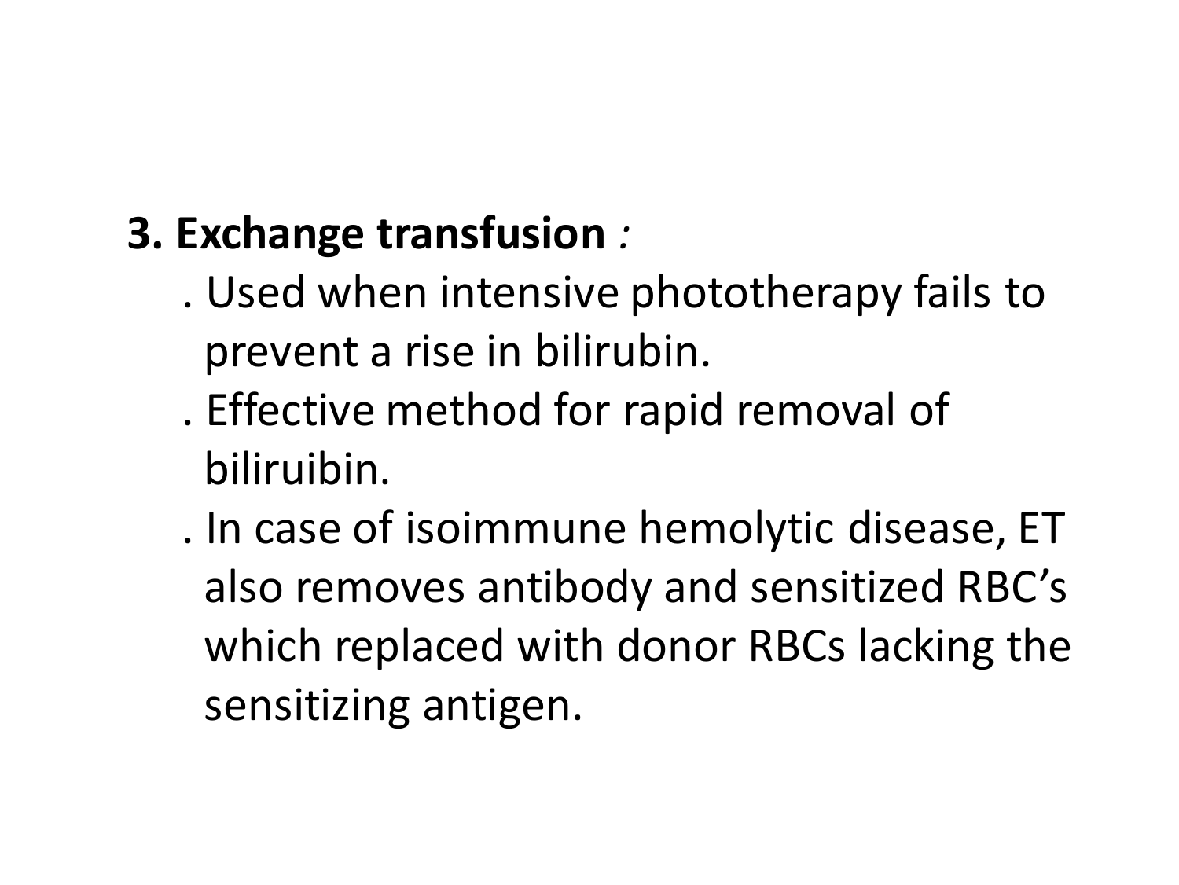**3. Exchange transfusion** *:*

. Used when intensive phototherapy fails to prevent a rise in bilirubin.

. Effective method for rapid removal of biliruibin.

. In case of isoimmune hemolytic disease, ET also removes antibody and sensitized RBC's which replaced with donor RBCs lacking the sensitizing antigen.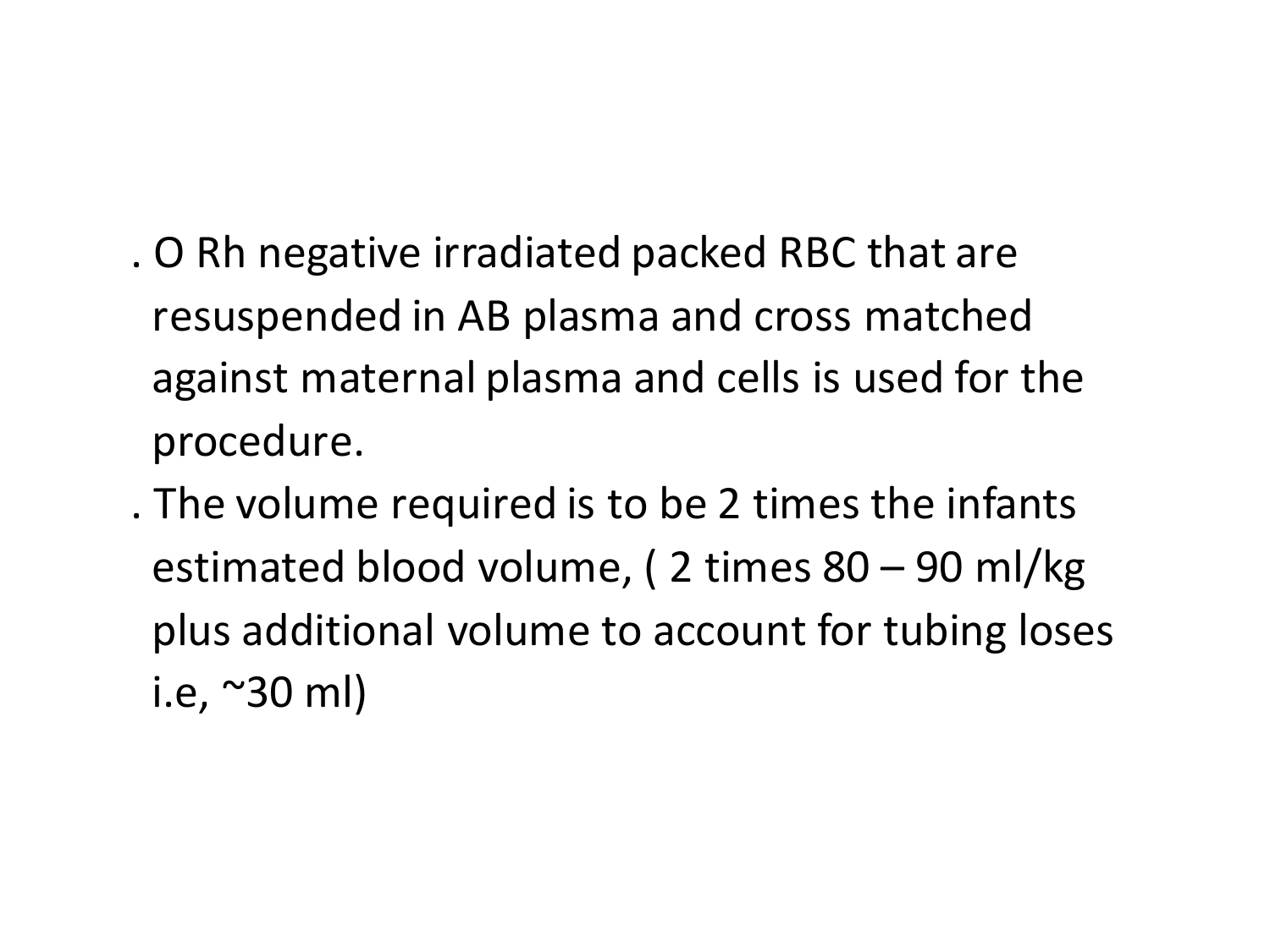. O Rh negative irradiated packed RBC that are resuspended in AB plasma and cross matched against maternal plasma and cells is used for the procedure.

. The volume required is to be 2 times the infants estimated blood volume, ( 2 times 80 – 90 ml/kg plus additional volume to account for tubing loses i.e, ~30 ml)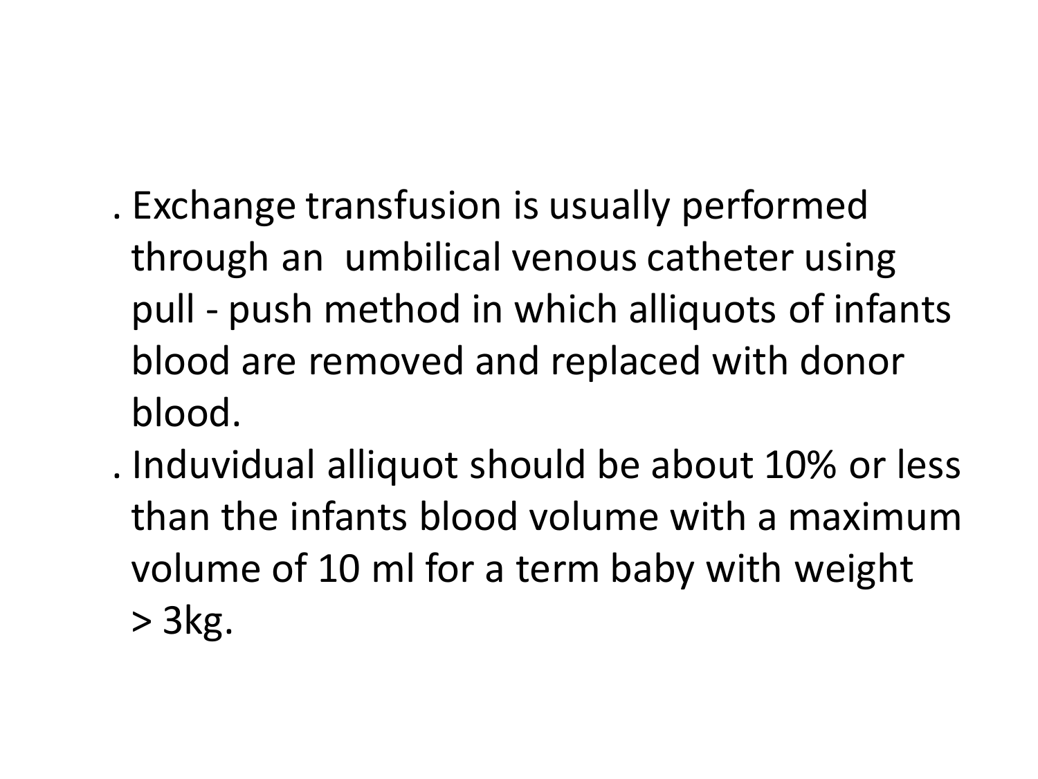. Exchange transfusion is usually performed through an umbilical venous catheter using pull - push method in which alliquots of infants blood are removed and replaced with donor blood.

. Induvidual alliquot should be about 10% or less than the infants blood volume with a maximum volume of 10 ml for a term baby with weight > 3kg.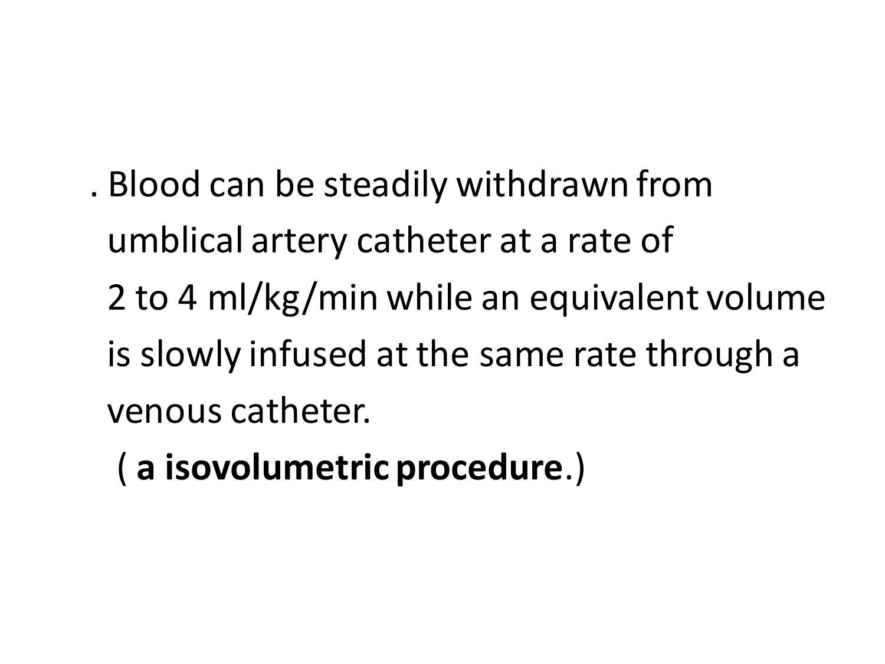. Blood can be steadily withdrawn from umblical artery catheter at a rate of 2 to 4 ml/kg/min while an equivalent volume is slowly infused at the same rate through a venous catheter.

( **a isovolumetric procedure**.)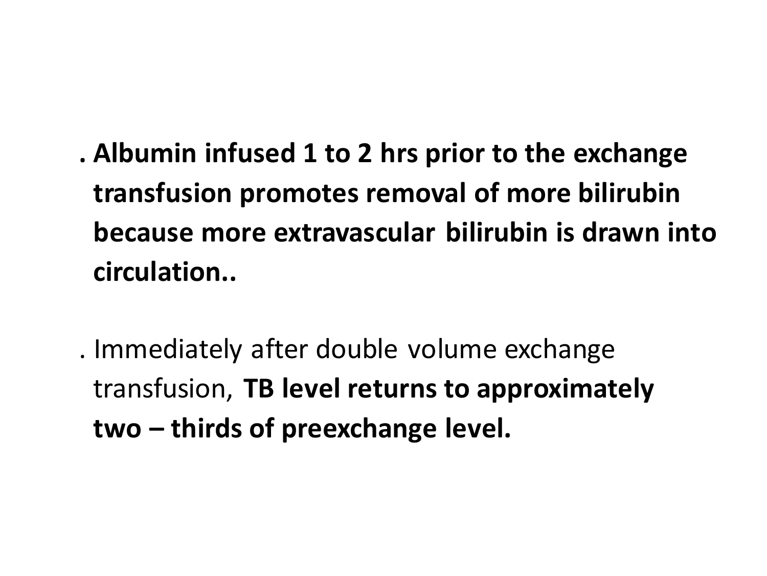- **Albumin infused 1 to 2 hrs prior to the exchange transfusion promotes removal of more bilirubin because more extravascular bilirubin is drawn into circulation..**

- Immediately after double volume exchange transfusion, **TB level returns to approximately two – thirds of preexchange level.**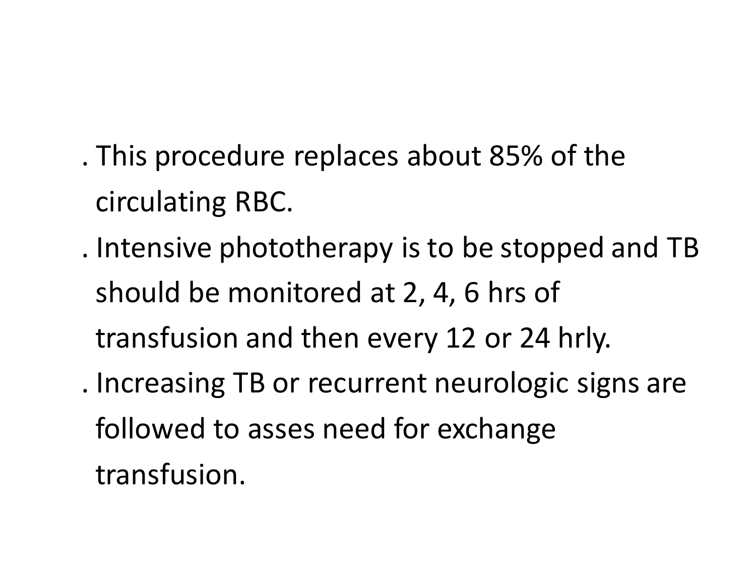. This procedure replaces about 85% of the circulating RBC.

. Intensive phototherapy is to be stopped and TB should be monitored at 2, 4, 6 hrs of transfusion and then every 12 or 24 hrly.

. Increasing TB or recurrent neurologic signs are followed to asses need for exchange transfusion.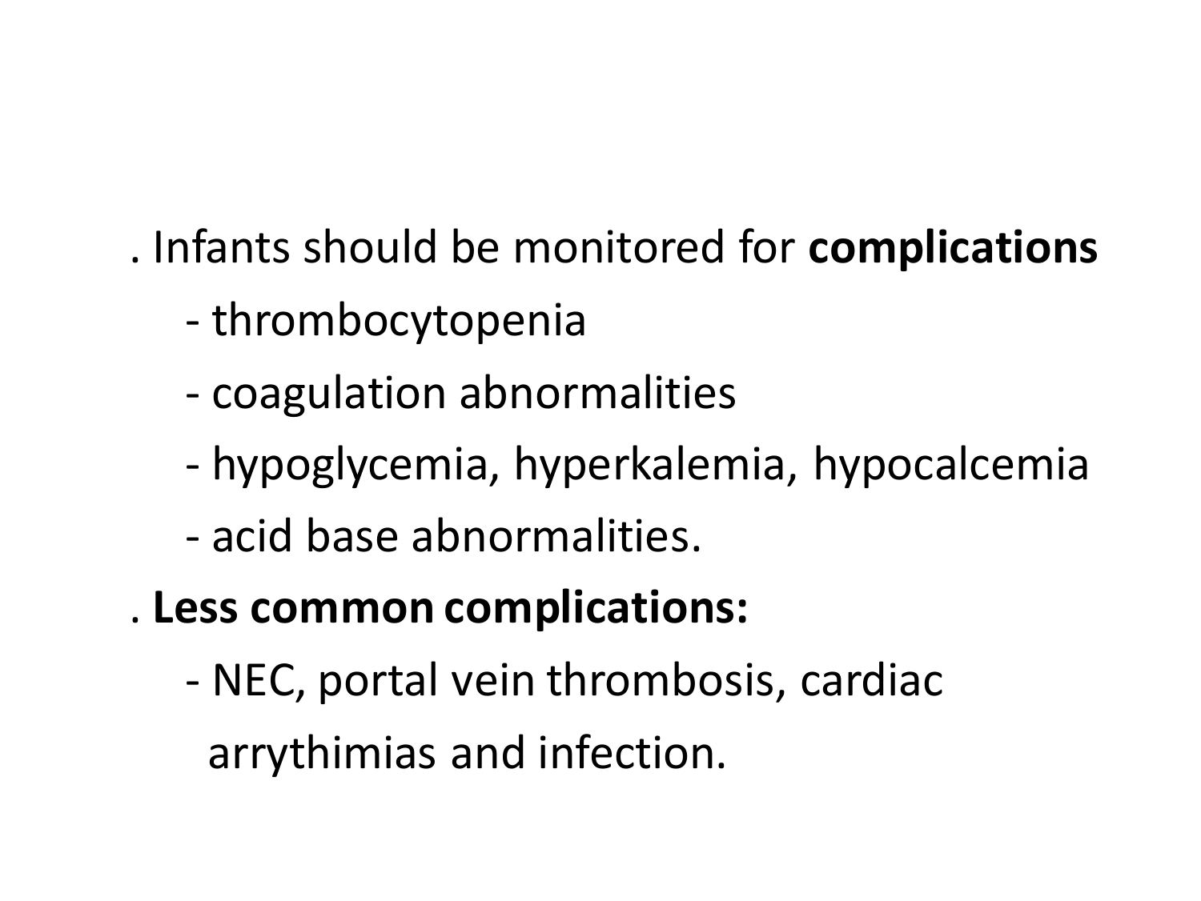. Infants should be monitored for **complications**

- thrombocytopenia
- coagulation abnormalities
- hypoglycemia, hyperkalemia, hypocalcemia
- acid base abnormalities.

. **Less common complications:**

- NEC, portal vein thrombosis, cardiac arrythimias and infection.